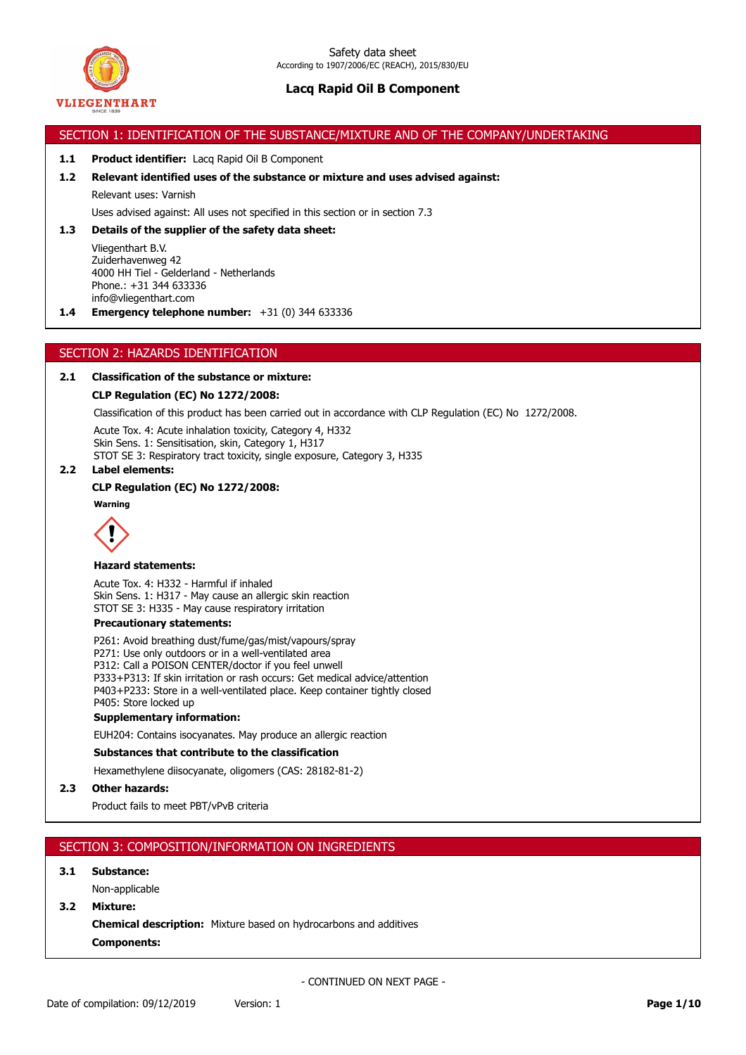Safety data sheet
According to 1907/2006/EC (REACH), 2015/830/EU

**Lacq Rapid Oil B Component**

## SECTION 1: IDENTIFICATION OF THE SUBSTANCE/MIXTURE AND OF THE COMPANY/UNDERTAKING

**1.1 Product identifier:** Lacq Rapid Oil B Component

**1.2 Relevant identified uses of the substance or mixture and uses advised against:**

Relevant uses: Varnish

Uses advised against: All uses not specified in this section or in section 7.3

**1.3 Details of the supplier of the safety data sheet:**

Vliegenthart B.V.
Zuiderhavenweg 42
4000 HH Tiel - Gelderland - Netherlands
Phone.: +31 344 633336
info@vliegenthart.com

**1.4 Emergency telephone number:** +31 (0) 344 633336

## SECTION 2: HAZARDS IDENTIFICATION

**2.1 Classification of the substance or mixture:**

**CLP Regulation (EC) No 1272/2008:**

Classification of this product has been carried out in accordance with CLP Regulation (EC) No 1272/2008.

Acute Tox. 4: Acute inhalation toxicity, Category 4, H332
Skin Sens. 1: Sensitisation, skin, Category 1, H317
STOT SE 3: Respiratory tract toxicity, single exposure, Category 3, H335

**2.2 Label elements:**

**CLP Regulation (EC) No 1272/2008:**

**Warning**

**Hazard statements:**

Acute Tox. 4: H332 - Harmful if inhaled
Skin Sens. 1: H317 - May cause an allergic skin reaction
STOT SE 3: H335 - May cause respiratory irritation

**Precautionary statements:**

P261: Avoid breathing dust/fume/gas/mist/vapours/spray
P271: Use only outdoors or in a well-ventilated area
P312: Call a POISON CENTER/doctor if you feel unwell
P333+P313: If skin irritation or rash occurs: Get medical advice/attention
P403+P233: Store in a well-ventilated place. Keep container tightly closed
P405: Store locked up

**Supplementary information:**

EUH204: Contains isocyanates. May produce an allergic reaction

**Substances that contribute to the classification**

Hexamethylene diisocyanate, oligomers (CAS: 28182-81-2)

**2.3 Other hazards:**

Product fails to meet PBT/vPvB criteria

## SECTION 3: COMPOSITION/INFORMATION ON INGREDIENTS

**3.1 Substance:**

Non-applicable

**3.2 Mixture:**

**Chemical description:** Mixture based on hydrocarbons and additives

**Components:**

- CONTINUED ON NEXT PAGE -

Date of compilation: 09/12/2019 Version: 1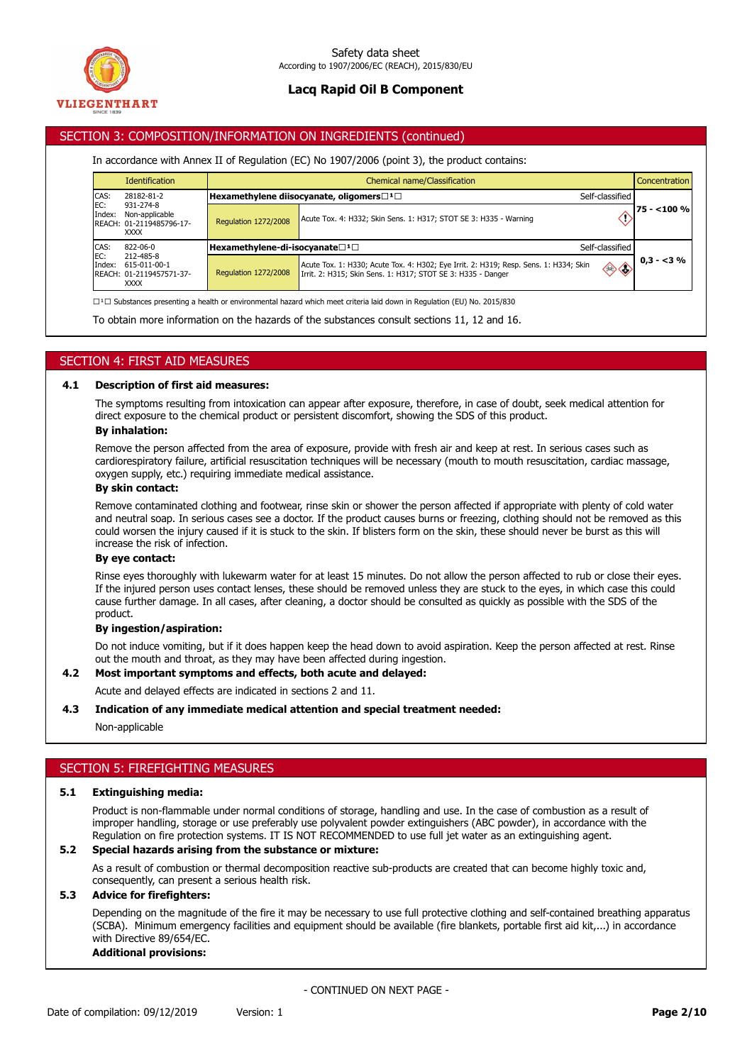## SECTION 3: COMPOSITION/INFORMATION ON INGREDIENTS (continued)

In accordance with Annex II of Regulation (EC) No 1907/2006 (point 3), the product contains:

| Identification | Chemical name/Classification | | | Concentration |
|---|---|---|---|---|
| CAS: 28182-81-2<br>EC: 931-274-8<br>Index: Non-applicable<br>REACH: 01-2119485796-17-XXXX | Hexamethylene diisocyanate, oligomers⁽¹⁾ | | Self-classified | 75 - <100 % |
| | Regulation 1272/2008 | Acute Tox. 4: H332; Skin Sens. 1: H317; STOT SE 3: H335 - Warning | | |
| CAS: 822-06-0<br>EC: 212-485-8<br>Index: 615-011-00-1<br>REACH: 01-2119457571-37-XXXX | Hexamethylene-di-isocyanate⁽¹⁾ | | Self-classified | 0,3 - <3 % |
| | Regulation 1272/2008 | Acute Tox. 1: H330; Acute Tox. 4: H302; Eye Irrit. 2: H319; Resp. Sens. 1: H334; Skin Irrit. 2: H315; Skin Sens. 1: H317; STOT SE 3: H335 - Danger | | |

⁽¹⁾ Substances presenting a health or environmental hazard which meet criteria laid down in Regulation (EU) No. 2015/830

To obtain more information on the hazards of the substances consult sections 11, 12 and 16.

## SECTION 4: FIRST AID MEASURES

### 4.1 Description of first aid measures:

The symptoms resulting from intoxication can appear after exposure, therefore, in case of doubt, seek medical attention for direct exposure to the chemical product or persistent discomfort, showing the SDS of this product.

**By inhalation:**

Remove the person affected from the area of exposure, provide with fresh air and keep at rest. In serious cases such as cardiorespiratory failure, artificial resuscitation techniques will be necessary (mouth to mouth resuscitation, cardiac massage, oxygen supply, etc.) requiring immediate medical assistance.

**By skin contact:**

Remove contaminated clothing and footwear, rinse skin or shower the person affected if appropriate with plenty of cold water and neutral soap. In serious cases see a doctor. If the product causes burns or freezing, clothing should not be removed as this could worsen the injury caused if it is stuck to the skin. If blisters form on the skin, these should never be burst as this will increase the risk of infection.

**By eye contact:**

Rinse eyes thoroughly with lukewarm water for at least 15 minutes. Do not allow the person affected to rub or close their eyes. If the injured person uses contact lenses, these should be removed unless they are stuck to the eyes, in which case this could cause further damage. In all cases, after cleaning, a doctor should be consulted as quickly as possible with the SDS of the product.

**By ingestion/aspiration:**

Do not induce vomiting, but if it does happen keep the head down to avoid aspiration. Keep the person affected at rest. Rinse out the mouth and throat, as they may have been affected during ingestion.

### 4.2 Most important symptoms and effects, both acute and delayed:

Acute and delayed effects are indicated in sections 2 and 11.

### 4.3 Indication of any immediate medical attention and special treatment needed:

Non-applicable

## SECTION 5: FIREFIGHTING MEASURES

### 5.1 Extinguishing media:

Product is non-flammable under normal conditions of storage, handling and use. In the case of combustion as a result of improper handling, storage or use preferably use polyvalent powder extinguishers (ABC powder), in accordance with the Regulation on fire protection systems. IT IS NOT RECOMMENDED to use full jet water as an extinguishing agent.

### 5.2 Special hazards arising from the substance or mixture:

As a result of combustion or thermal decomposition reactive sub-products are created that can become highly toxic and, consequently, can present a serious health risk.

### 5.3 Advice for firefighters:

Depending on the magnitude of the fire it may be necessary to use full protective clothing and self-contained breathing apparatus (SCBA). Minimum emergency facilities and equipment should be available (fire blankets, portable first aid kit,...) in accordance with Directive 89/654/EC.

**Additional provisions:**

- CONTINUED ON NEXT PAGE -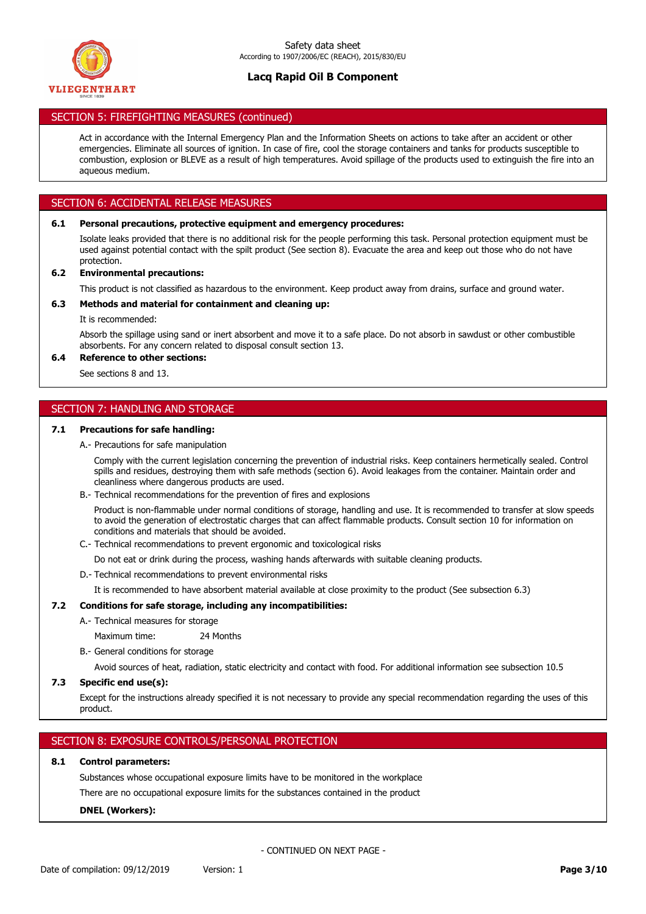## SECTION 5: FIREFIGHTING MEASURES (continued)

Act in accordance with the Internal Emergency Plan and the Information Sheets on actions to take after an accident or other emergencies. Eliminate all sources of ignition. In case of fire, cool the storage containers and tanks for products susceptible to combustion, explosion or BLEVE as a result of high temperatures. Avoid spillage of the products used to extinguish the fire into an aqueous medium.

## SECTION 6: ACCIDENTAL RELEASE MEASURES

**6.1 Personal precautions, protective equipment and emergency procedures:**

Isolate leaks provided that there is no additional risk for the people performing this task. Personal protection equipment must be used against potential contact with the spilt product (See section 8). Evacuate the area and keep out those who do not have protection.

**6.2 Environmental precautions:**

This product is not classified as hazardous to the environment. Keep product away from drains, surface and ground water.

**6.3 Methods and material for containment and cleaning up:**

It is recommended:

Absorb the spillage using sand or inert absorbent and move it to a safe place. Do not absorb in sawdust or other combustible absorbents. For any concern related to disposal consult section 13.

**6.4 Reference to other sections:**

See sections 8 and 13.

## SECTION 7: HANDLING AND STORAGE

**7.1 Precautions for safe handling:**

A.- Precautions for safe manipulation

Comply with the current legislation concerning the prevention of industrial risks. Keep containers hermetically sealed. Control spills and residues, destroying them with safe methods (section 6). Avoid leakages from the container. Maintain order and cleanliness where dangerous products are used.

B.- Technical recommendations for the prevention of fires and explosions

Product is non-flammable under normal conditions of storage, handling and use. It is recommended to transfer at slow speeds to avoid the generation of electrostatic charges that can affect flammable products. Consult section 10 for information on conditions and materials that should be avoided.

C.- Technical recommendations to prevent ergonomic and toxicological risks

Do not eat or drink during the process, washing hands afterwards with suitable cleaning products.

D.- Technical recommendations to prevent environmental risks

It is recommended to have absorbent material available at close proximity to the product (See subsection 6.3)

**7.2 Conditions for safe storage, including any incompatibilities:**

A.- Technical measures for storage

Maximum time: 24 Months

B.- General conditions for storage

Avoid sources of heat, radiation, static electricity and contact with food. For additional information see subsection 10.5

**7.3 Specific end use(s):**

Except for the instructions already specified it is not necessary to provide any special recommendation regarding the uses of this product.

## SECTION 8: EXPOSURE CONTROLS/PERSONAL PROTECTION

**8.1 Control parameters:**

Substances whose occupational exposure limits have to be monitored in the workplace

There are no occupational exposure limits for the substances contained in the product

**DNEL (Workers):**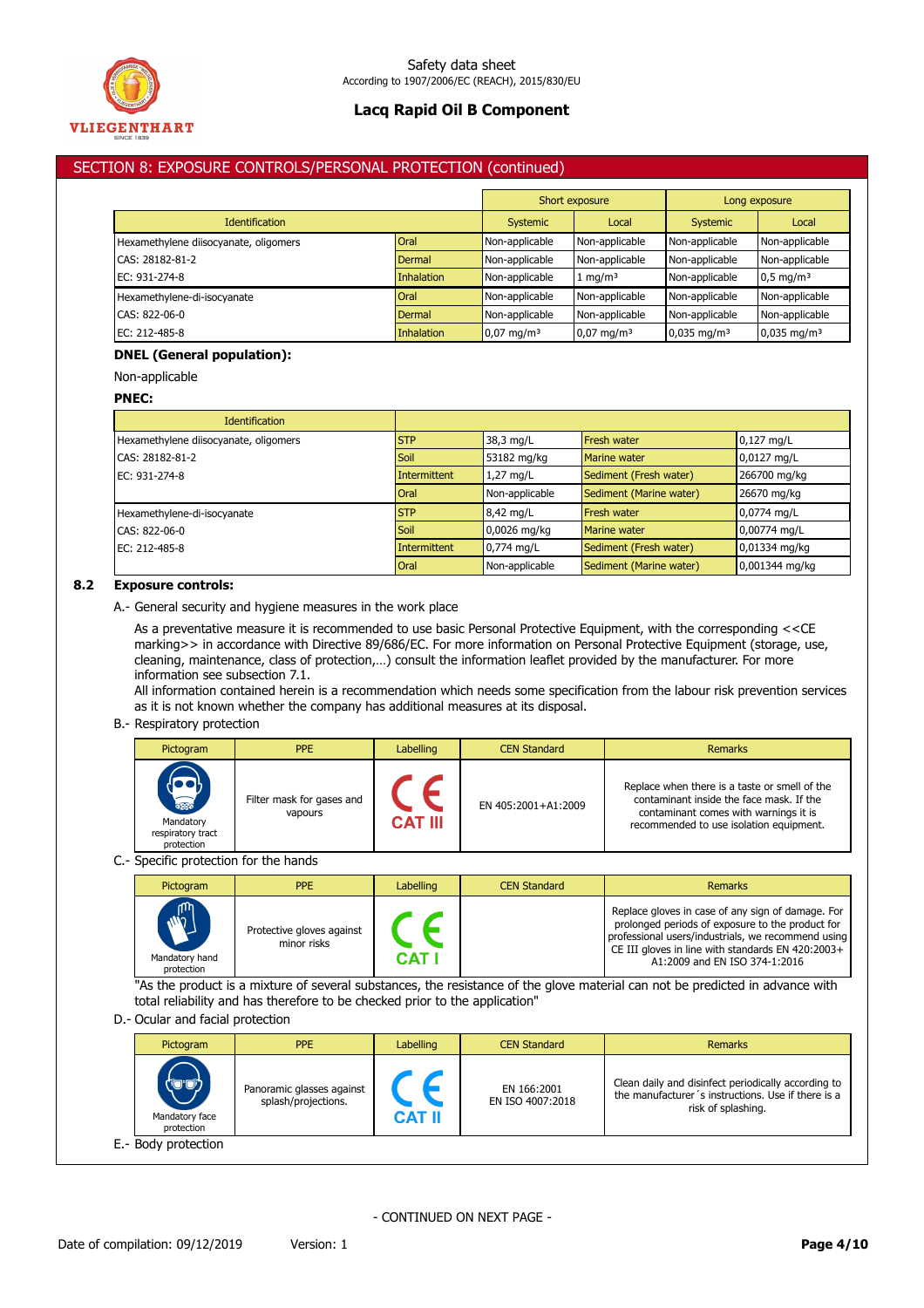## SECTION 8: EXPOSURE CONTROLS/PERSONAL PROTECTION (continued)

| Identification | | Short exposure | | Long exposure | |
|---|---|---|---|---|---|
| | | Systemic | Local | Systemic | Local |
| Hexamethylene diisocyanate, oligomers | Oral | Non-applicable | Non-applicable | Non-applicable | Non-applicable |
| CAS: 28182-81-2 | Dermal | Non-applicable | Non-applicable | Non-applicable | Non-applicable |
| EC: 931-274-8 | Inhalation | Non-applicable | 1 mg/m³ | Non-applicable | 0,5 mg/m³ |
| Hexamethylene-di-isocyanate | Oral | Non-applicable | Non-applicable | Non-applicable | Non-applicable |
| CAS: 822-06-0 | Dermal | Non-applicable | Non-applicable | Non-applicable | Non-applicable |
| EC: 212-485-8 | Inhalation | 0,07 mg/m³ | 0,07 mg/m³ | 0,035 mg/m³ | 0,035 mg/m³ |

**DNEL (General population):**

Non-applicable

**PNEC:**

| Identification | | | | |
|---|---|---|---|---|
| Hexamethylene diisocyanate, oligomers | STP | 38,3 mg/L | Fresh water | 0,127 mg/L |
| CAS: 28182-81-2 | Soil | 53182 mg/kg | Marine water | 0,0127 mg/L |
| EC: 931-274-8 | Intermittent | 1,27 mg/L | Sediment (Fresh water) | 266700 mg/kg |
| | Oral | Non-applicable | Sediment (Marine water) | 26670 mg/kg |
| Hexamethylene-di-isocyanate | STP | 8,42 mg/L | Fresh water | 0,0774 mg/L |
| CAS: 822-06-0 | Soil | 0,0026 mg/kg | Marine water | 0,00774 mg/L |
| EC: 212-485-8 | Intermittent | 0,774 mg/L | Sediment (Fresh water) | 0,01334 mg/kg |
| | Oral | Non-applicable | Sediment (Marine water) | 0,001344 mg/kg |

### 8.2 Exposure controls:

A.- General security and hygiene measures in the work place

As a preventative measure it is recommended to use basic Personal Protective Equipment, with the corresponding <<CE marking>> in accordance with Directive 89/686/EC. For more information on Personal Protective Equipment (storage, use, cleaning, maintenance, class of protection,…) consult the information leaflet provided by the manufacturer. For more information see subsection 7.1.

All information contained herein is a recommendation which needs some specification from the labour risk prevention services as it is not known whether the company has additional measures at its disposal.

B.- Respiratory protection

| Pictogram | PPE | Labelling | CEN Standard | Remarks |
|---|---|---|---|---|
| Mandatory respiratory tract protection | Filter mask for gases and vapours | CE CAT III | EN 405:2001+A1:2009 | Replace when there is a taste or smell of the contaminant inside the face mask. If the contaminant comes with warnings it is recommended to use isolation equipment. |

C.- Specific protection for the hands

| Pictogram | PPE | Labelling | CEN Standard | Remarks |
|---|---|---|---|---|
| Mandatory hand protection | Protective gloves against minor risks | CE CAT I | | Replace gloves in case of any sign of damage. For prolonged periods of exposure to the product for professional users/industrials, we recommend using CE III gloves in line with standards EN 420:2003+ A1:2009 and EN ISO 374-1:2016 |

"As the product is a mixture of several substances, the resistance of the glove material can not be predicted in advance with total reliability and has therefore to be checked prior to the application"

D.- Ocular and facial protection

| Pictogram | PPE | Labelling | CEN Standard | Remarks |
|---|---|---|---|---|
| Mandatory face protection | Panoramic glasses against splash/projections. | CE CAT II | EN 166:2001<br>EN ISO 4007:2018 | Clean daily and disinfect periodically according to the manufacturer´s instructions. Use if there is a risk of splashing. |

E.- Body protection

- CONTINUED ON NEXT PAGE -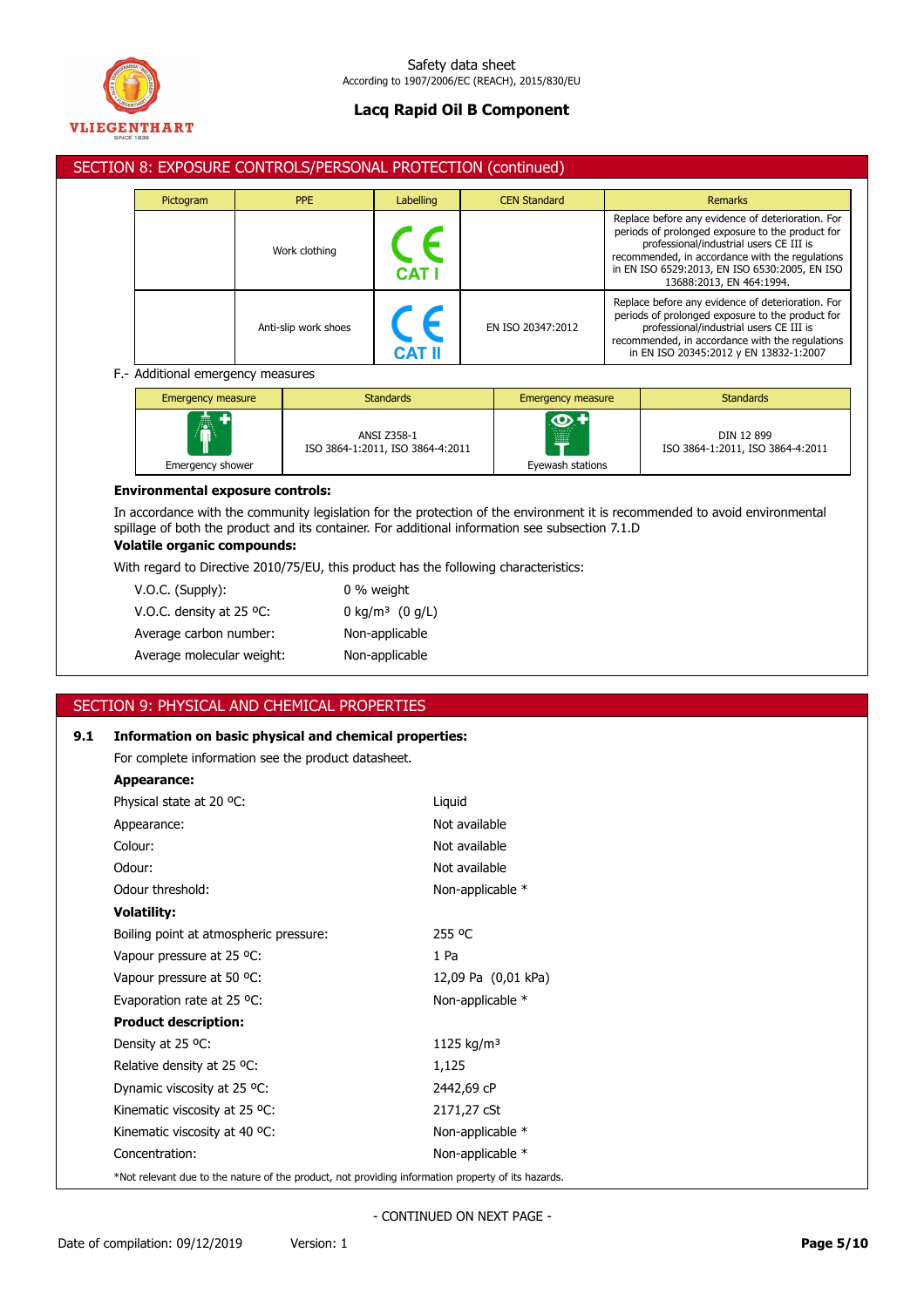## SECTION 8: EXPOSURE CONTROLS/PERSONAL PROTECTION (continued)

| Pictogram | PPE | Labelling | CEN Standard | Remarks |
|---|---|---|---|---|
| | Work clothing | CE CAT I | | Replace before any evidence of deterioration. For periods of prolonged exposure to the product for professional/industrial users CE III is recommended, in accordance with the regulations in EN ISO 6529:2013, EN ISO 6530:2005, EN ISO 13688:2013, EN 464:1994. |
| | Anti-slip work shoes | CE CAT II | EN ISO 20347:2012 | Replace before any evidence of deterioration. For periods of prolonged exposure to the product for professional/industrial users CE III is recommended, in accordance with the regulations in EN ISO 20345:2012 y EN 13832-1:2007 |

F.- Additional emergency measures

| Emergency measure | Standards | Emergency measure | Standards |
|---|---|---|---|
| Emergency shower | ANSI Z358-1<br>ISO 3864-1:2011, ISO 3864-4:2011 | Eyewash stations | DIN 12 899<br>ISO 3864-1:2011, ISO 3864-4:2011 |

**Environmental exposure controls:**

In accordance with the community legislation for the protection of the environment it is recommended to avoid environmental spillage of both the product and its container. For additional information see subsection 7.1.D

**Volatile organic compounds:**

With regard to Directive 2010/75/EU, this product has the following characteristics:

| | |
|---|---|
| V.O.C. (Supply): | 0 % weight |
| V.O.C. density at 25 ºC: | 0 kg/m³ (0 g/L) |
| Average carbon number: | Non-applicable |
| Average molecular weight: | Non-applicable |

## SECTION 9: PHYSICAL AND CHEMICAL PROPERTIES

### 9.1 Information on basic physical and chemical properties:

For complete information see the product datasheet.

**Appearance:**

| | |
|---|---|
| Physical state at 20 ºC: | Liquid |
| Appearance: | Not available |
| Colour: | Not available |
| Odour: | Not available |
| Odour threshold: | Non-applicable * |
| **Volatility:** | |
| Boiling point at atmospheric pressure: | 255 ºC |
| Vapour pressure at 25 ºC: | 1 Pa |
| Vapour pressure at 50 ºC: | 12,09 Pa (0,01 kPa) |
| Evaporation rate at 25 ºC: | Non-applicable * |
| **Product description:** | |
| Density at 25 ºC: | 1125 kg/m³ |
| Relative density at 25 ºC: | 1,125 |
| Dynamic viscosity at 25 ºC: | 2442,69 cP |
| Kinematic viscosity at 25 ºC: | 2171,27 cSt |
| Kinematic viscosity at 40 ºC: | Non-applicable * |
| Concentration: | Non-applicable * |

*Not relevant due to the nature of the product, not providing information property of its hazards.

- CONTINUED ON NEXT PAGE -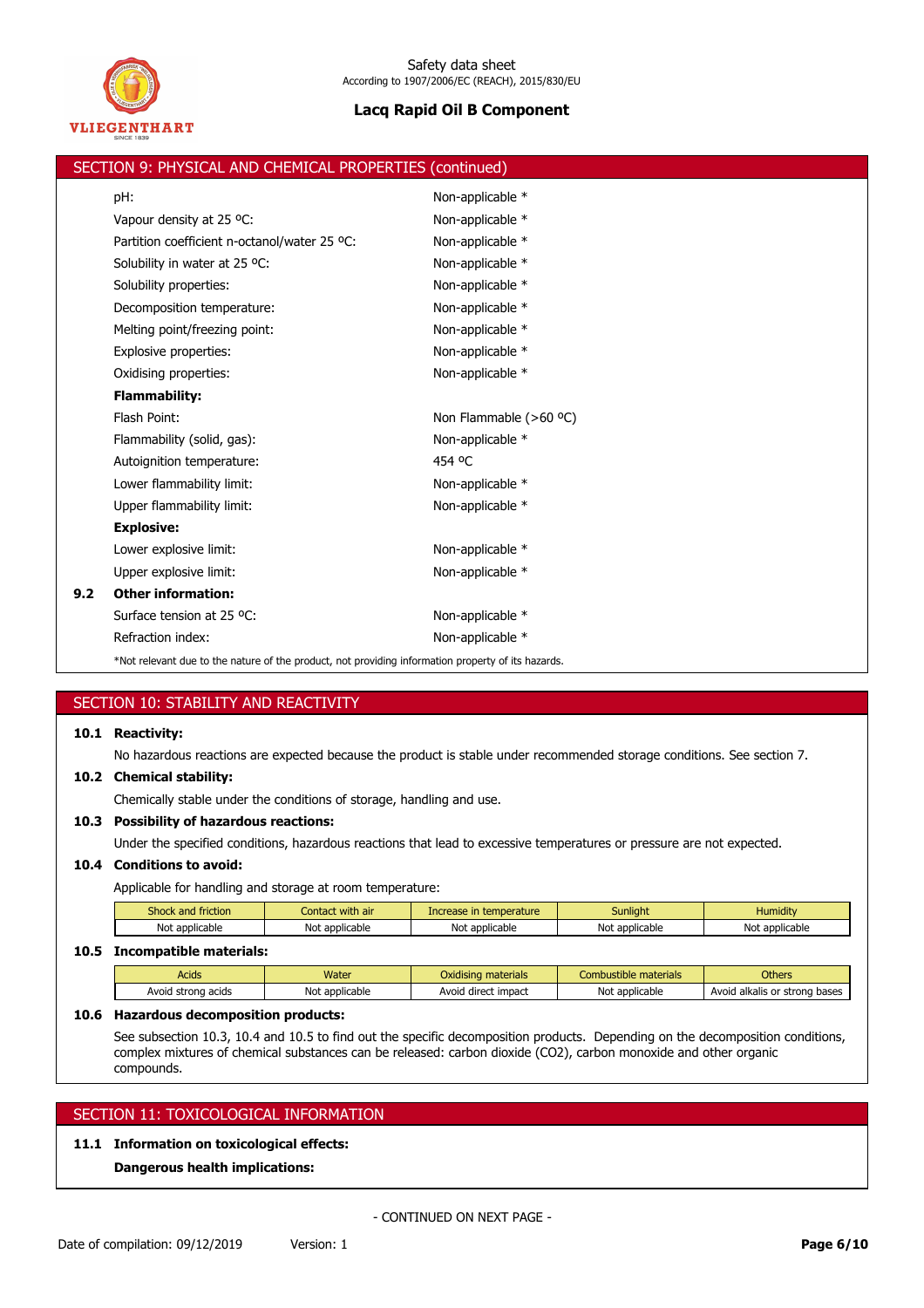## SECTION 9: PHYSICAL AND CHEMICAL PROPERTIES (continued)

| | |
|---|---|
| pH: | Non-applicable * |
| Vapour density at 25 ºC: | Non-applicable * |
| Partition coefficient n-octanol/water 25 ºC: | Non-applicable * |
| Solubility in water at 25 ºC: | Non-applicable * |
| Solubility properties: | Non-applicable * |
| Decomposition temperature: | Non-applicable * |
| Melting point/freezing point: | Non-applicable * |
| Explosive properties: | Non-applicable * |
| Oxidising properties: | Non-applicable * |
| **Flammability:** | |
| Flash Point: | Non Flammable (>60 ºC) |
| Flammability (solid, gas): | Non-applicable * |
| Autoignition temperature: | 454 ºC |
| Lower flammability limit: | Non-applicable * |
| Upper flammability limit: | Non-applicable * |
| **Explosive:** | |
| Lower explosive limit: | Non-applicable * |
| Upper explosive limit: | Non-applicable * |

**9.2 Other information:**

| | |
|---|---|
| Surface tension at 25 ºC: | Non-applicable * |
| Refraction index: | Non-applicable * |

*Not relevant due to the nature of the product, not providing information property of its hazards.

## SECTION 10: STABILITY AND REACTIVITY

**10.1 Reactivity:**

No hazardous reactions are expected because the product is stable under recommended storage conditions. See section 7.

**10.2 Chemical stability:**

Chemically stable under the conditions of storage, handling and use.

**10.3 Possibility of hazardous reactions:**

Under the specified conditions, hazardous reactions that lead to excessive temperatures or pressure are not expected.

**10.4 Conditions to avoid:**

Applicable for handling and storage at room temperature:

| Shock and friction | Contact with air | Increase in temperature | Sunlight | Humidity |
|---|---|---|---|---|
| Not applicable | Not applicable | Not applicable | Not applicable | Not applicable |

**10.5 Incompatible materials:**

| Acids | Water | Oxidising materials | Combustible materials | Others |
|---|---|---|---|---|
| Avoid strong acids | Not applicable | Avoid direct impact | Not applicable | Avoid alkalis or strong bases |

**10.6 Hazardous decomposition products:**

See subsection 10.3, 10.4 and 10.5 to find out the specific decomposition products. Depending on the decomposition conditions, complex mixtures of chemical substances can be released: carbon dioxide ($CO_2$), carbon monoxide and other organic compounds.

## SECTION 11: TOXICOLOGICAL INFORMATION

**11.1 Information on toxicological effects:**

**Dangerous health implications:**

- CONTINUED ON NEXT PAGE -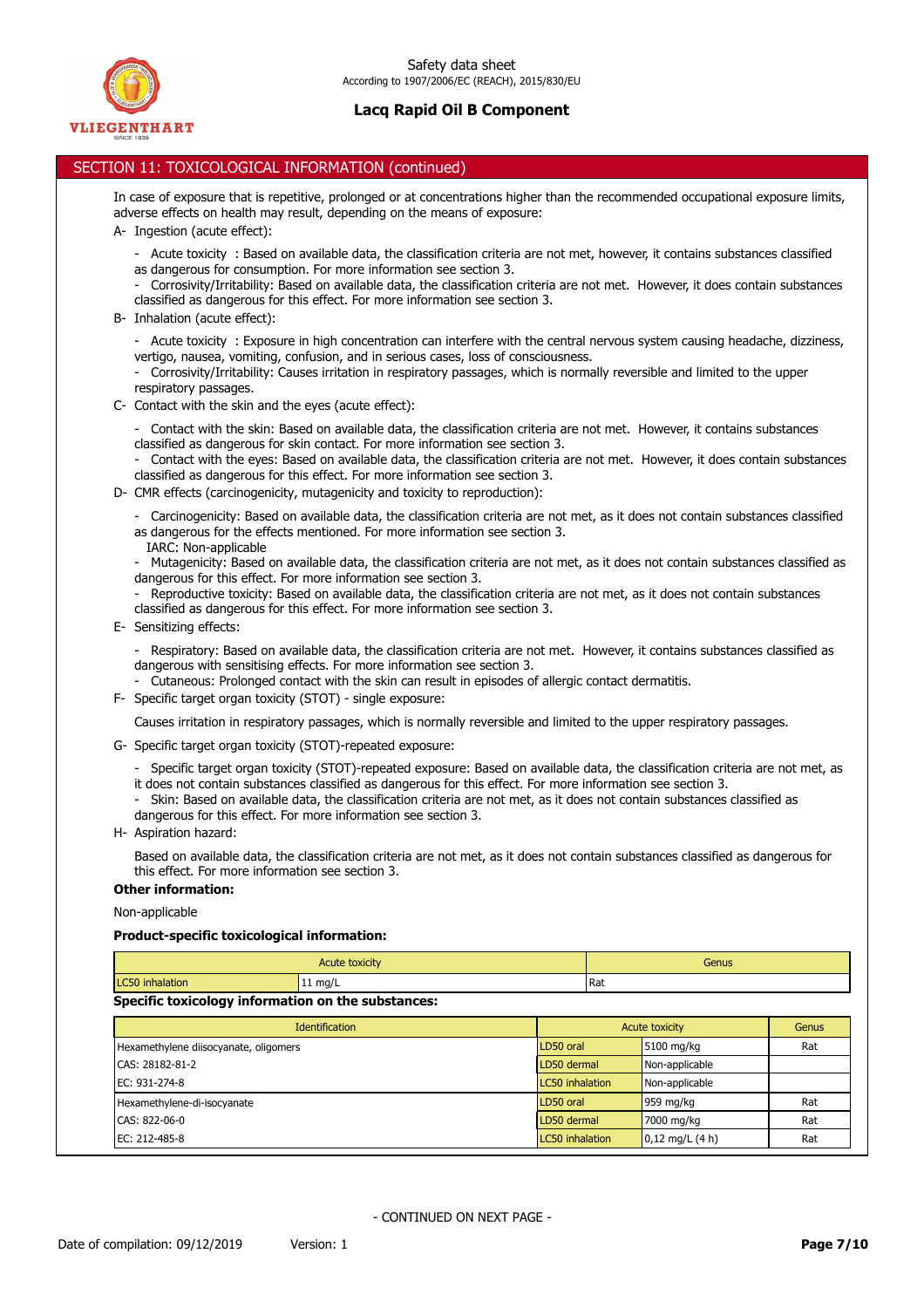## SECTION 11: TOXICOLOGICAL INFORMATION (continued)

In case of exposure that is repetitive, prolonged or at concentrations higher than the recommended occupational exposure limits, adverse effects on health may result, depending on the means of exposure:

A- Ingestion (acute effect):

- Acute toxicity : Based on available data, the classification criteria are not met, however, it contains substances classified as dangerous for consumption. For more information see section 3.
- Corrosivity/Irritability: Based on available data, the classification criteria are not met. However, it does contain substances classified as dangerous for this effect. For more information see section 3.

B- Inhalation (acute effect):

- Acute toxicity : Exposure in high concentration can interfere with the central nervous system causing headache, dizziness, vertigo, nausea, vomiting, confusion, and in serious cases, loss of consciousness.
- Corrosivity/Irritability: Causes irritation in respiratory passages, which is normally reversible and limited to the upper respiratory passages.

C- Contact with the skin and the eyes (acute effect):

- Contact with the skin: Based on available data, the classification criteria are not met. However, it contains substances classified as dangerous for skin contact. For more information see section 3.
- Contact with the eyes: Based on available data, the classification criteria are not met. However, it does contain substances classified as dangerous for this effect. For more information see section 3.

D- CMR effects (carcinogenicity, mutagenicity and toxicity to reproduction):

- Carcinogenicity: Based on available data, the classification criteria are not met, as it does not contain substances classified as dangerous for the effects mentioned. For more information see section 3.
  IARC: Non-applicable
- Mutagenicity: Based on available data, the classification criteria are not met, as it does not contain substances classified as dangerous for this effect. For more information see section 3.
- Reproductive toxicity: Based on available data, the classification criteria are not met, as it does not contain substances classified as dangerous for this effect. For more information see section 3.

E- Sensitizing effects:

- Respiratory: Based on available data, the classification criteria are not met. However, it contains substances classified as dangerous with sensitising effects. For more information see section 3.
- Cutaneous: Prolonged contact with the skin can result in episodes of allergic contact dermatitis.

F- Specific target organ toxicity (STOT) - single exposure:

Causes irritation in respiratory passages, which is normally reversible and limited to the upper respiratory passages.

G- Specific target organ toxicity (STOT)-repeated exposure:

- Specific target organ toxicity (STOT)-repeated exposure: Based on available data, the classification criteria are not met, as it does not contain substances classified as dangerous for this effect. For more information see section 3.
- Skin: Based on available data, the classification criteria are not met, as it does not contain substances classified as dangerous for this effect. For more information see section 3.

H- Aspiration hazard:

Based on available data, the classification criteria are not met, as it does not contain substances classified as dangerous for this effect. For more information see section 3.

**Other information:**

Non-applicable

**Product-specific toxicological information:**

| Acute toxicity | | Genus |
|---|---|---|
| LC50 inhalation | 11 mg/L | Rat |

**Specific toxicology information on the substances:**

| Identification | Acute toxicity | | Genus |
|---|---|---|---|
| Hexamethylene diisocyanate, oligomers | LD50 oral | 5100 mg/kg | Rat |
| CAS: 28182-81-2 | LD50 dermal | Non-applicable | |
| EC: 931-274-8 | LC50 inhalation | Non-applicable | |
| Hexamethylene-di-isocyanate | LD50 oral | 959 mg/kg | Rat |
| CAS: 822-06-0 | LD50 dermal | 7000 mg/kg | Rat |
| EC: 212-485-8 | LC50 inhalation | 0,12 mg/L (4 h) | Rat |

- CONTINUED ON NEXT PAGE -

Date of compilation: 09/12/2019 Version: 1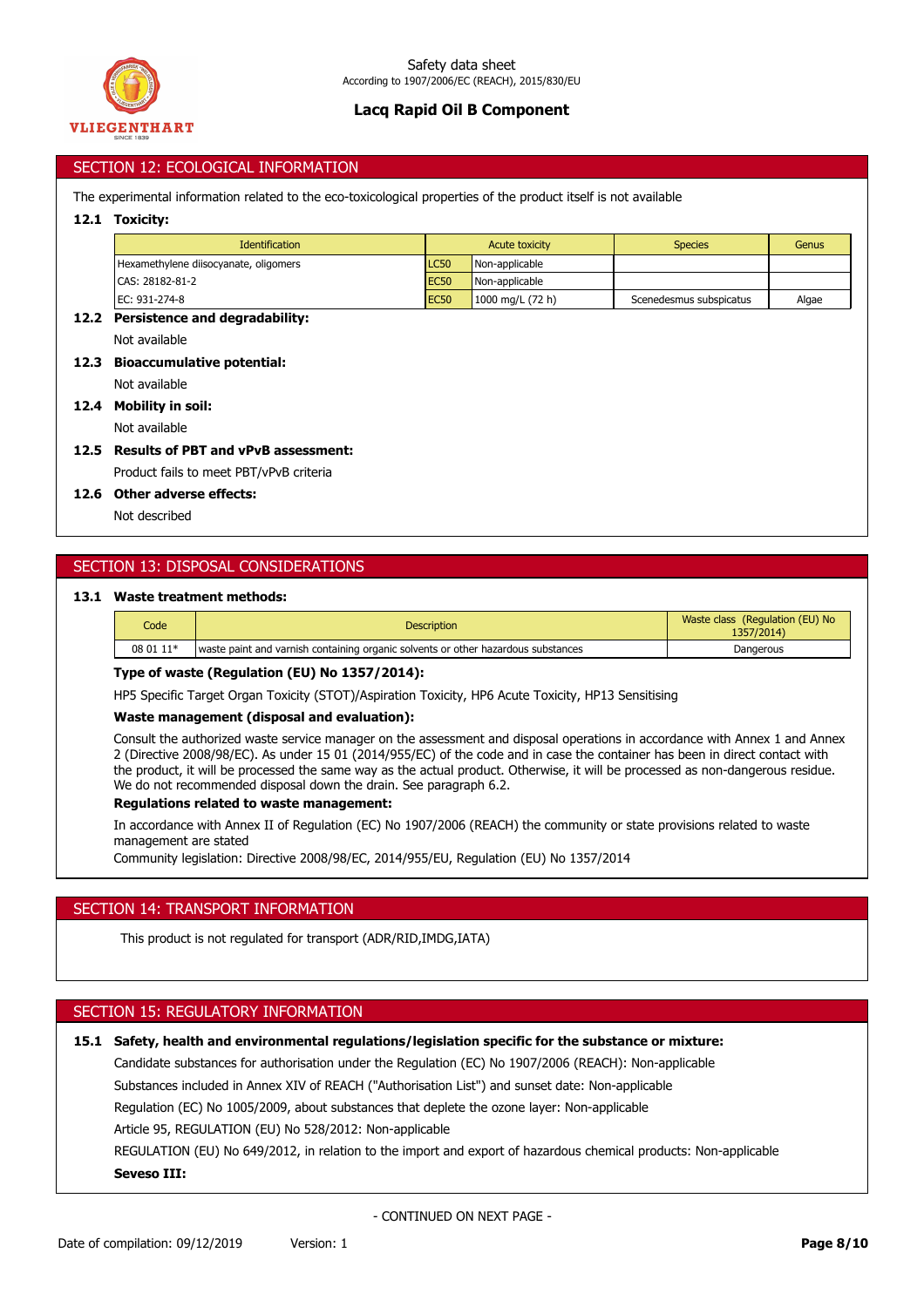## SECTION 12: ECOLOGICAL INFORMATION

The experimental information related to the eco-toxicological properties of the product itself is not available

**12.1 Toxicity:**

| Identification | Acute toxicity | | Species | Genus |
|---|---|---|---|---|
| Hexamethylene diisocyanate, oligomers | LC50 | Non-applicable | | |
| CAS: 28182-81-2 | EC50 | Non-applicable | | |
| EC: 931-274-8 | EC50 | 1000 mg/L (72 h) | Scenedesmus subspicatus | Algae |

**12.2 Persistence and degradability:**

Not available

**12.3 Bioaccumulative potential:**

Not available

**12.4 Mobility in soil:**

Not available

**12.5 Results of PBT and vPvB assessment:**

Product fails to meet PBT/vPvB criteria

**12.6 Other adverse effects:**

Not described

## SECTION 13: DISPOSAL CONSIDERATIONS

**13.1 Waste treatment methods:**

| Code | Description | Waste class (Regulation (EU) No 1357/2014) |
|---|---|---|
| 08 01 11* | waste paint and varnish containing organic solvents or other hazardous substances | Dangerous |

**Type of waste (Regulation (EU) No 1357/2014):**

HP5 Specific Target Organ Toxicity (STOT)/Aspiration Toxicity, HP6 Acute Toxicity, HP13 Sensitising

**Waste management (disposal and evaluation):**

Consult the authorized waste service manager on the assessment and disposal operations in accordance with Annex 1 and Annex 2 (Directive 2008/98/EC). As under 15 01 (2014/955/EC) of the code and in case the container has been in direct contact with the product, it will be processed the same way as the actual product. Otherwise, it will be processed as non-dangerous residue. We do not recommended disposal down the drain. See paragraph 6.2.

**Regulations related to waste management:**

In accordance with Annex II of Regulation (EC) No 1907/2006 (REACH) the community or state provisions related to waste management are stated

Community legislation: Directive 2008/98/EC, 2014/955/EU, Regulation (EU) No 1357/2014

## SECTION 14: TRANSPORT INFORMATION

This product is not regulated for transport (ADR/RID,IMDG,IATA)

## SECTION 15: REGULATORY INFORMATION

**15.1 Safety, health and environmental regulations/legislation specific for the substance or mixture:**

Candidate substances for authorisation under the Regulation (EC) No 1907/2006 (REACH): Non-applicable

Substances included in Annex XIV of REACH ("Authorisation List") and sunset date: Non-applicable

Regulation (EC) No 1005/2009, about substances that deplete the ozone layer: Non-applicable

Article 95, REGULATION (EU) No 528/2012: Non-applicable

REGULATION (EU) No 649/2012, in relation to the import and export of hazardous chemical products: Non-applicable

**Seveso III:**

- CONTINUED ON NEXT PAGE -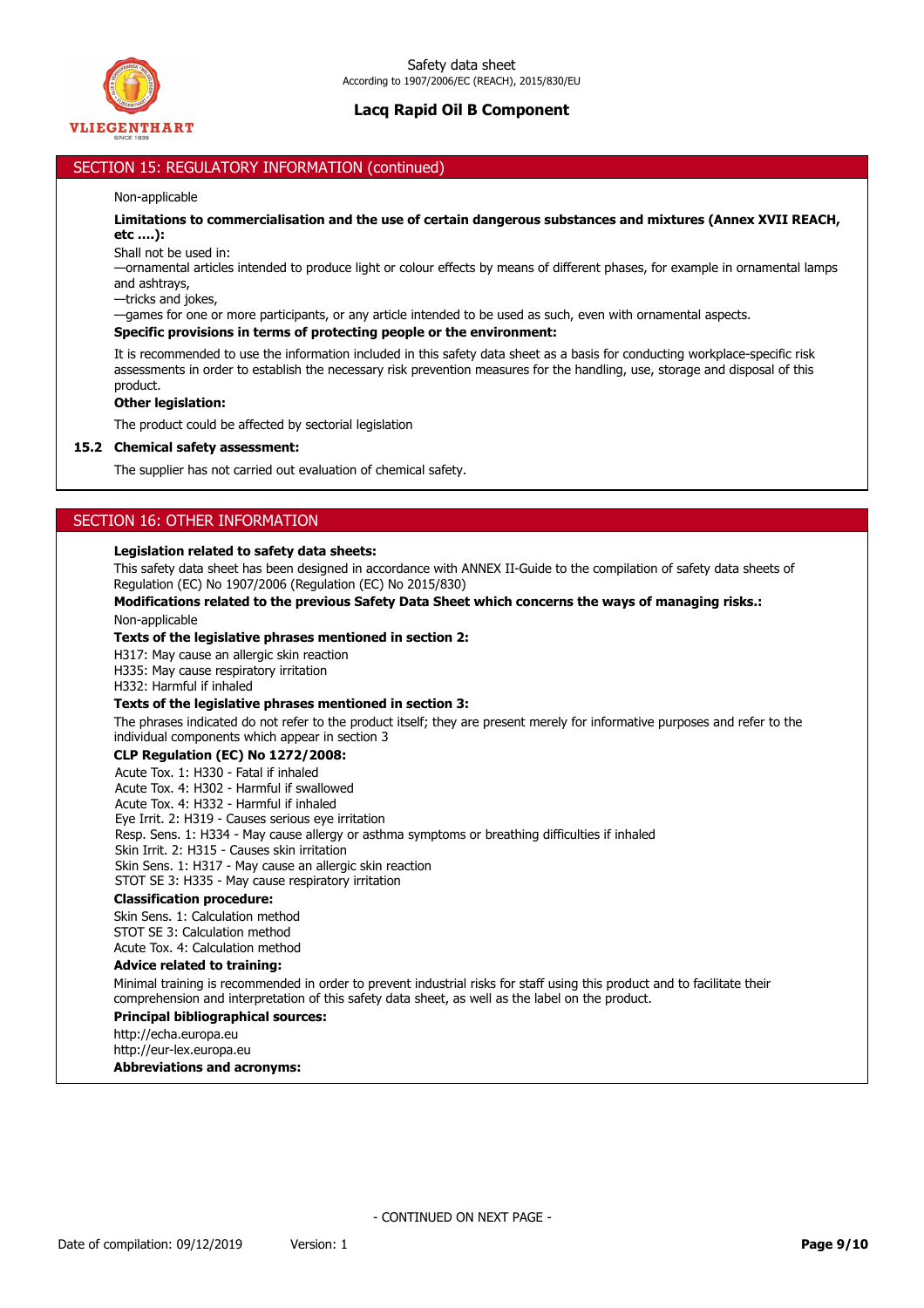## SECTION 15: REGULATORY INFORMATION (continued)

Non-applicable

**Limitations to commercialisation and the use of certain dangerous substances and mixtures (Annex XVII REACH, etc ….):**

Shall not be used in:
—ornamental articles intended to produce light or colour effects by means of different phases, for example in ornamental lamps and ashtrays,
—tricks and jokes,
—games for one or more participants, or any article intended to be used as such, even with ornamental aspects.

**Specific provisions in terms of protecting people or the environment:**

It is recommended to use the information included in this safety data sheet as a basis for conducting workplace-specific risk assessments in order to establish the necessary risk prevention measures for the handling, use, storage and disposal of this product.

**Other legislation:**

The product could be affected by sectorial legislation

**15.2 Chemical safety assessment:**

The supplier has not carried out evaluation of chemical safety.

## SECTION 16: OTHER INFORMATION

**Legislation related to safety data sheets:**

This safety data sheet has been designed in accordance with ANNEX II-Guide to the compilation of safety data sheets of Regulation (EC) No 1907/2006 (Regulation (EC) No 2015/830)

**Modifications related to the previous Safety Data Sheet which concerns the ways of managing risks.:**

Non-applicable

**Texts of the legislative phrases mentioned in section 2:**

H317: May cause an allergic skin reaction
H335: May cause respiratory irritation
H332: Harmful if inhaled

**Texts of the legislative phrases mentioned in section 3:**

The phrases indicated do not refer to the product itself; they are present merely for informative purposes and refer to the individual components which appear in section 3

**CLP Regulation (EC) No 1272/2008:**

Acute Tox. 1: H330 - Fatal if inhaled
Acute Tox. 4: H302 - Harmful if swallowed
Acute Tox. 4: H332 - Harmful if inhaled
Eye Irrit. 2: H319 - Causes serious eye irritation
Resp. Sens. 1: H334 - May cause allergy or asthma symptoms or breathing difficulties if inhaled
Skin Irrit. 2: H315 - Causes skin irritation
Skin Sens. 1: H317 - May cause an allergic skin reaction
STOT SE 3: H335 - May cause respiratory irritation

**Classification procedure:**

Skin Sens. 1: Calculation method
STOT SE 3: Calculation method
Acute Tox. 4: Calculation method

**Advice related to training:**

Minimal training is recommended in order to prevent industrial risks for staff using this product and to facilitate their comprehension and interpretation of this safety data sheet, as well as the label on the product.

**Principal bibliographical sources:**

http://echa.europa.eu
http://eur-lex.europa.eu

**Abbreviations and acronyms:**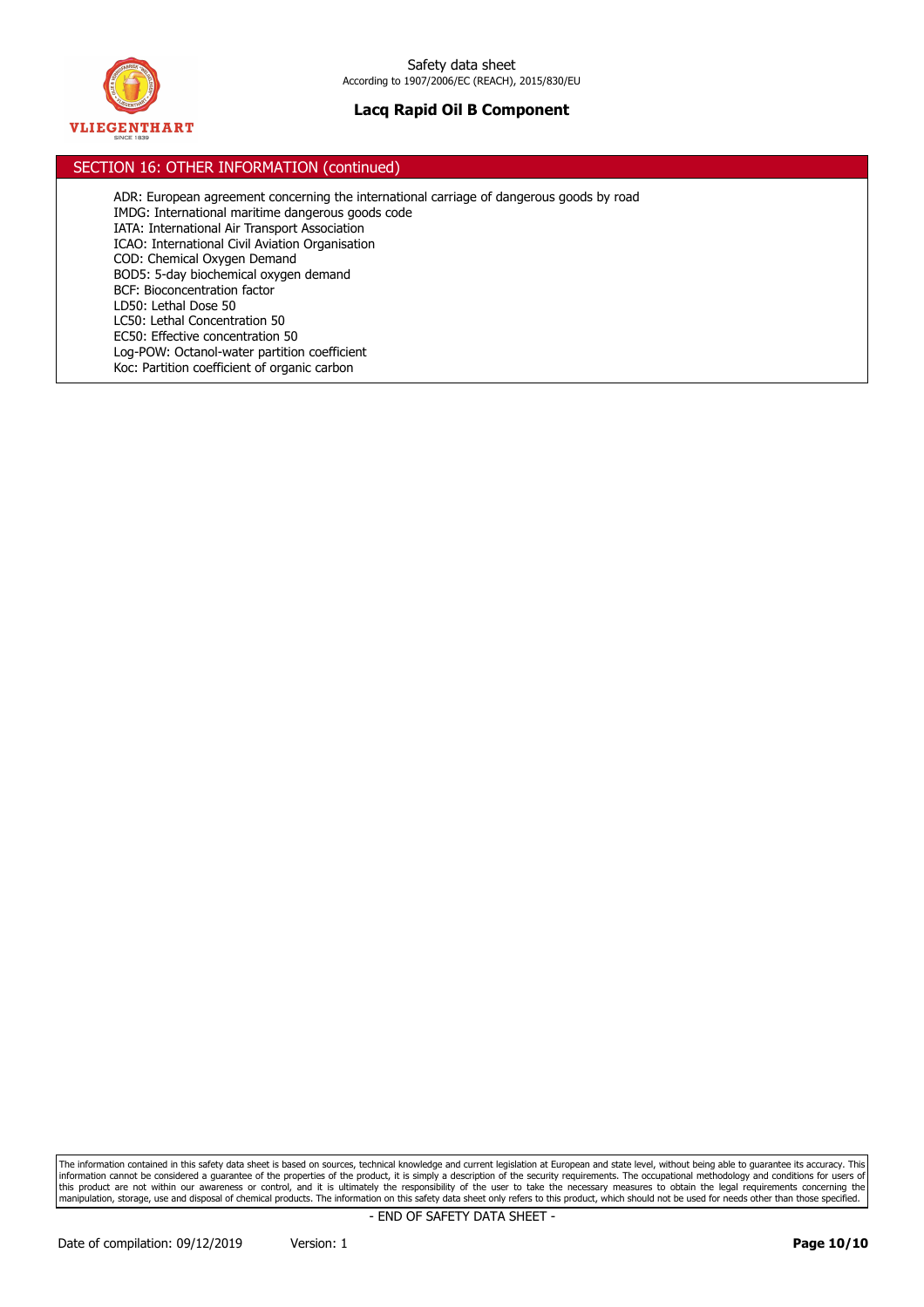## SECTION 16: OTHER INFORMATION (continued)

ADR: European agreement concerning the international carriage of dangerous goods by road
IMDG: International maritime dangerous goods code
IATA: International Air Transport Association
ICAO: International Civil Aviation Organisation
COD: Chemical Oxygen Demand
BOD5: 5-day biochemical oxygen demand
BCF: Bioconcentration factor
LD50: Lethal Dose 50
LC50: Lethal Concentration 50
EC50: Effective concentration 50
Log-POW: Octanol-water partition coefficient
Koc: Partition coefficient of organic carbon

The information contained in this safety data sheet is based on sources, technical knowledge and current legislation at European and state level, without being able to guarantee its accuracy. This information cannot be considered a guarantee of the properties of the product, it is simply a description of the security requirements. The occupational methodology and conditions for users of this product are not within our awareness or control, and it is ultimately the responsibility of the user to take the necessary measures to obtain the legal requirements concerning the manipulation, storage, use and disposal of chemical products. The information on this safety data sheet only refers to this product, which should not be used for needs other than those specified.

- END OF SAFETY DATA SHEET -